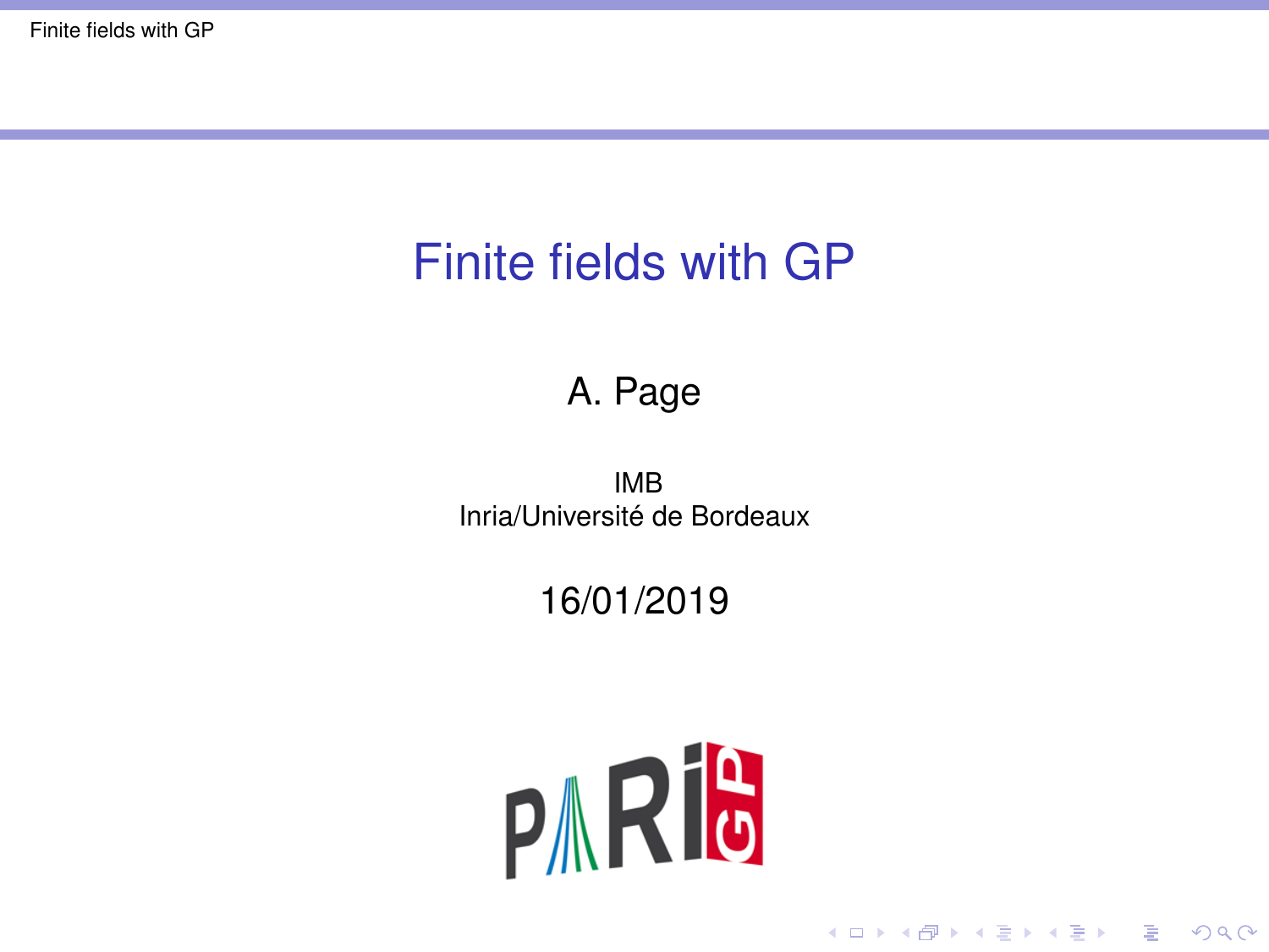# Finite fields with GP

A. Page

IMB
Inria/Université de Bordeaux

16/01/2019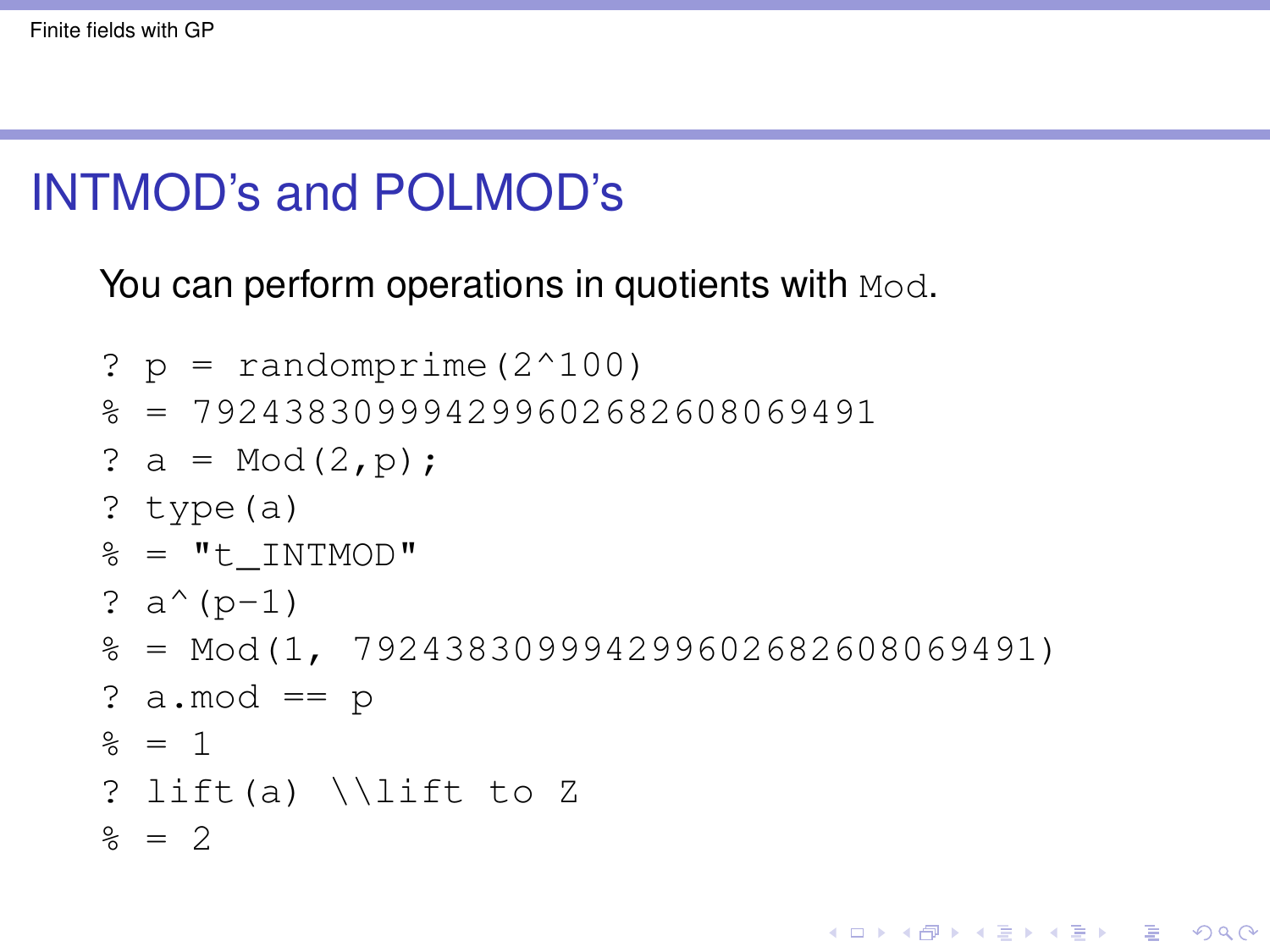# INTMOD's and POLMOD's

You can perform operations in quotients with `Mod`.

```
? p = randomprime(2^100)
% = 792438309994299602682608069491
? a = Mod(2,p);
? type(a)
% = "t_INTMOD"
? a^(p-1)
% = Mod(1, 792438309994299602682608069491)
? a.mod == p
% = 1
? lift(a) \\lift to Z
% = 2
```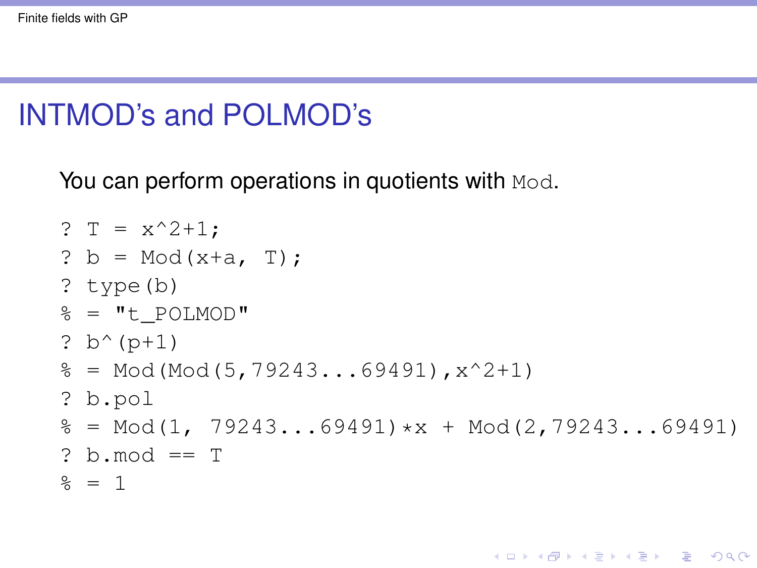## INTMOD's and POLMOD's

You can perform operations in quotients with `Mod`.

```
? T = x^2+1;
? b = Mod(x+a, T);
? type(b)
% = "t_POLMOD"
? b^(p+1)
% = Mod(Mod(5,79243...69491),x^2+1)
? b.pol
% = Mod(1, 79243...69491)*x + Mod(2,79243...69491)
? b.mod == T
% = 1
```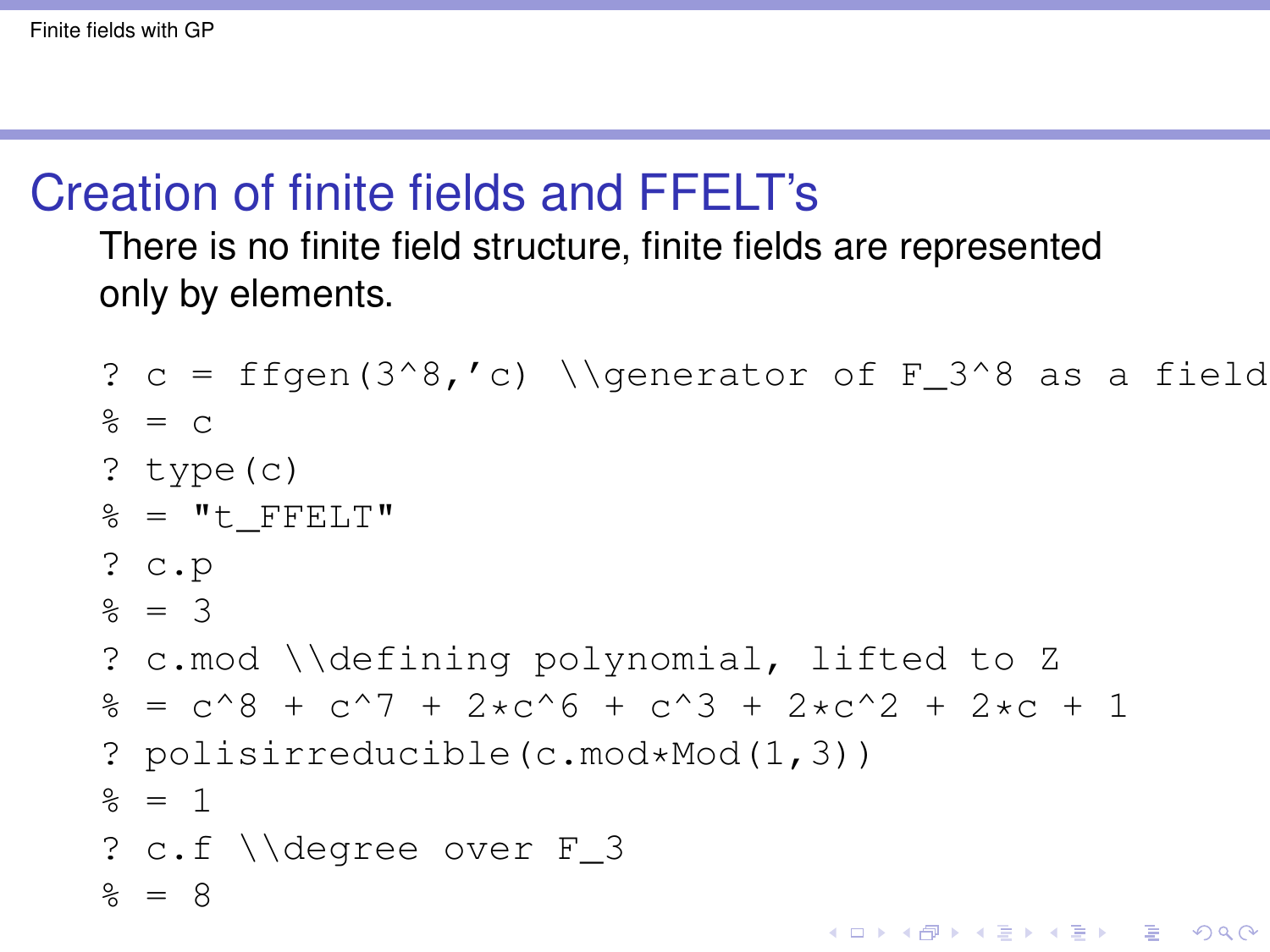# Creation of finite fields and FFELT's

There is no finite field structure, finite fields are represented only by elements.

```
? c = ffgen(3^8,'c) \\generator of F_3^8 as a field
% = c
? type(c)
% = "t_FFELT"
? c.p
% = 3
? c.mod \\defining polynomial, lifted to Z
% = c^8 + c^7 + 2*c^6 + c^3 + 2*c^2 + 2*c + 1
? polisirreducible(c.mod*Mod(1,3))
% = 1
? c.f \\degree over F_3
% = 8
```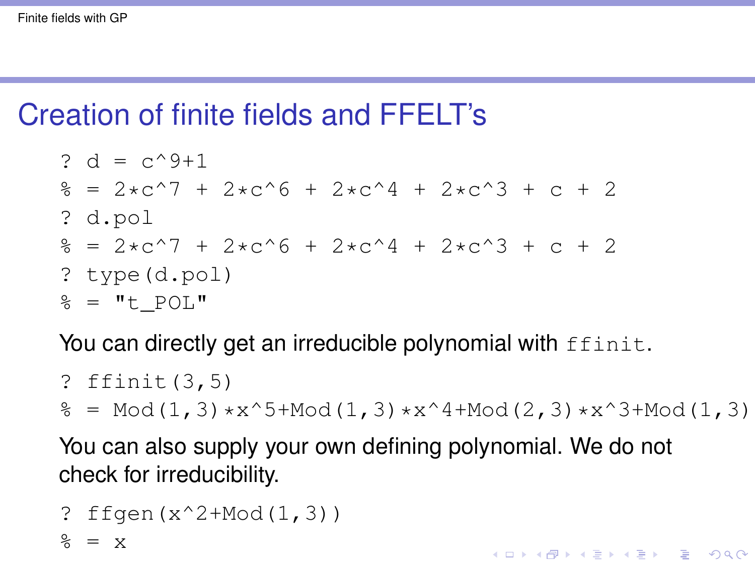## Creation of finite fields and FFELT's

```
? d = c^9+1
% = 2*c^7 + 2*c^6 + 2*c^4 + 2*c^3 + c + 2
? d.pol
% = 2*c^7 + 2*c^6 + 2*c^4 + 2*c^3 + c + 2
? type(d.pol)
% = "t_POL"
```

You can directly get an irreducible polynomial with `ffinit`.

```
? ffinit(3,5)
% = Mod(1,3)*x^5+Mod(1,3)*x^4+Mod(2,3)*x^3+Mod(1,3)
```

You can also supply your own defining polynomial. We do not check for irreducibility.

```
? ffgen(x^2+Mod(1,3))
% = x
```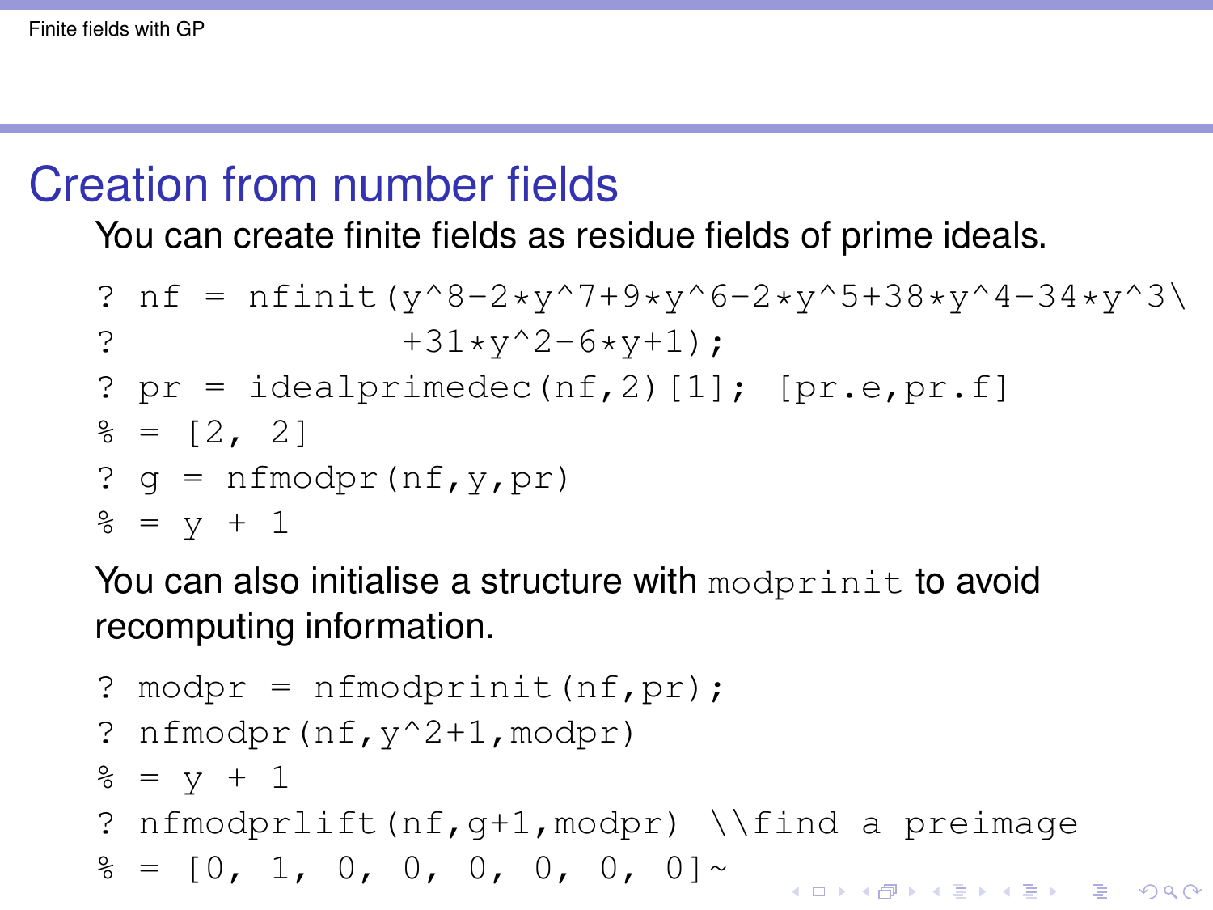# Creation from number fields

You can create finite fields as residue fields of prime ideals.

```
? nf = nfinit(y^8-2*y^7+9*y^6-2*y^5+38*y^4-34*y^3\
?                +31*y^2-6*y+1);
? pr = idealprimedec(nf,2)[1]; [pr.e,pr.f]
% = [2, 2]
? g = nfmodpr(nf,y,pr)
% = y + 1
```

You can also initialise a structure with `modprinit` to avoid recomputing information.

```
? modpr = nfmodprinit(nf,pr);
? nfmodpr(nf,y^2+1,modpr)
% = y + 1
? nfmodprlift(nf,g+1,modpr) \\find a preimage
% = [0, 1, 0, 0, 0, 0, 0, 0]~
```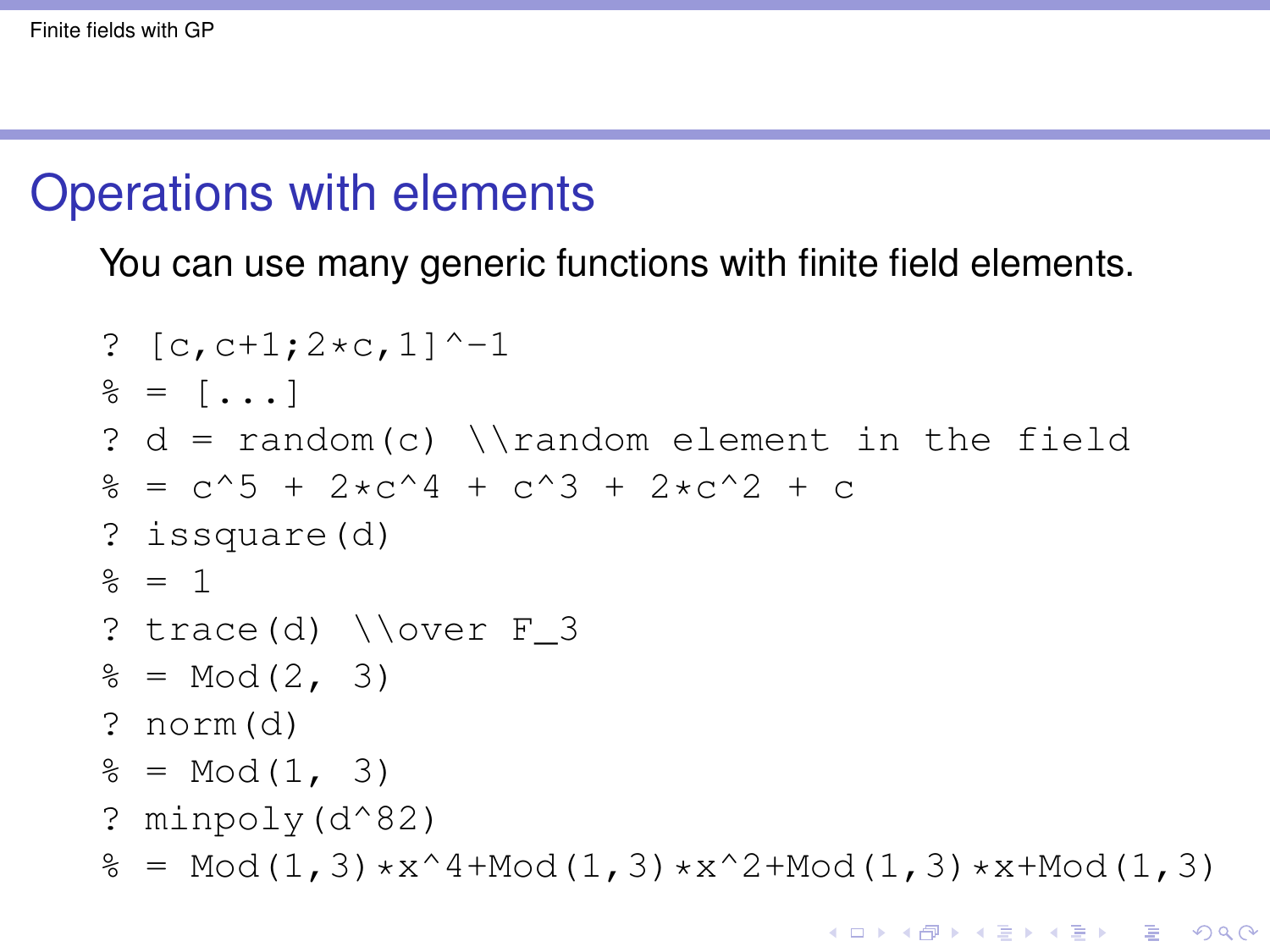## Operations with elements

You can use many generic functions with finite field elements.

```
? [c,c+1;2*c,1]^-1
% = [...]
? d = random(c) \\random element in the field
% = c^5 + 2*c^4 + c^3 + 2*c^2 + c
? issquare(d)
% = 1
? trace(d) \\over F_3
% = Mod(2, 3)
? norm(d)
% = Mod(1, 3)
? minpoly(d^82)
% = Mod(1,3)*x^4+Mod(1,3)*x^2+Mod(1,3)*x+Mod(1,3)
```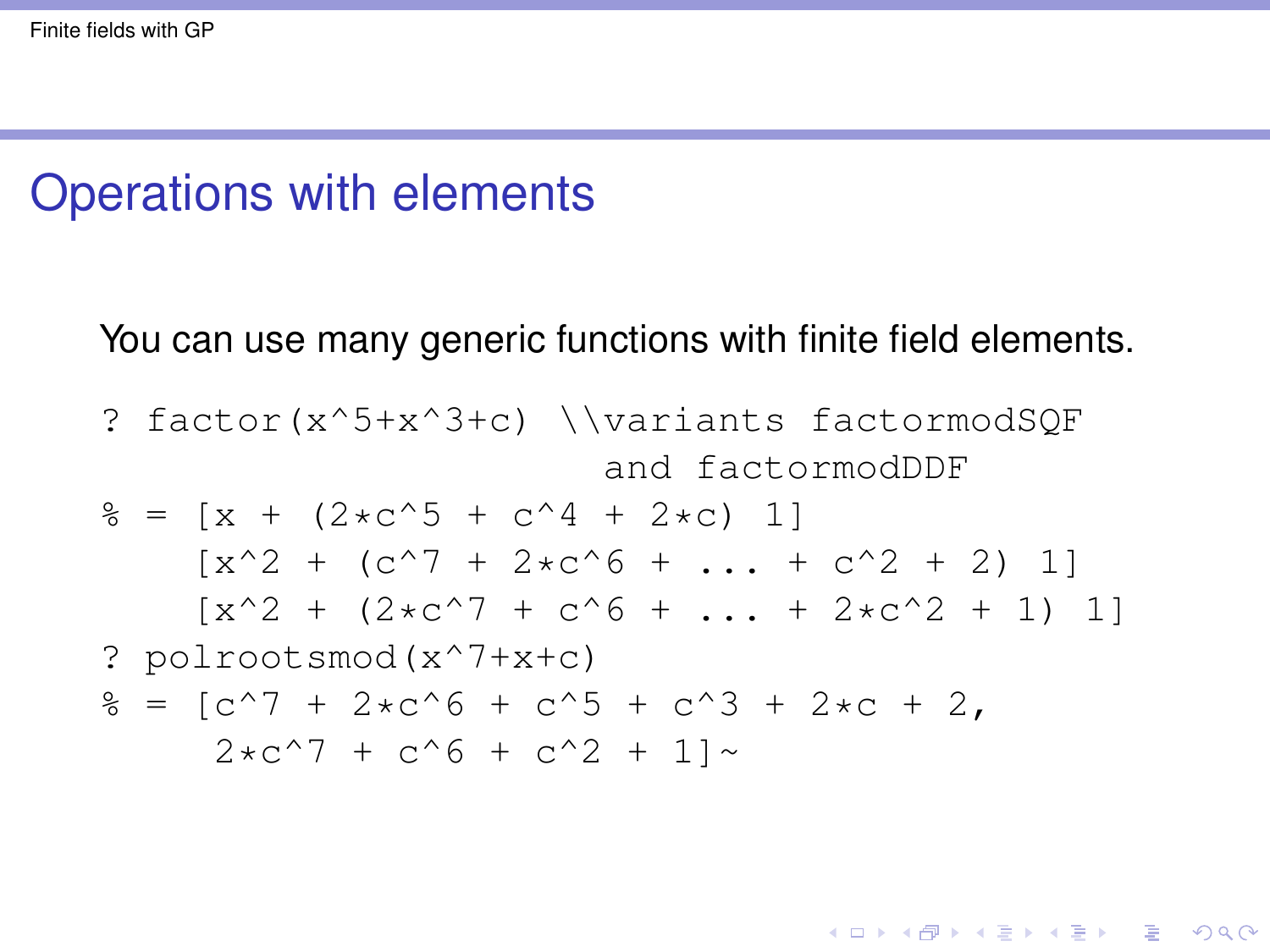## Operations with elements

You can use many generic functions with finite field elements.

```
? factor(x^5+x^3+c) \\variants factormodSQF
                        and factormodDDF
% = [x + (2*c^5 + c^4 + 2*c) 1]
    [x^2 + (c^7 + 2*c^6 + ... + c^2 + 2) 1]
    [x^2 + (2*c^7 + c^6 + ... + 2*c^2 + 1) 1]
? polrootsmod(x^7+x+c)
% = [c^7 + 2*c^6 + c^5 + c^3 + 2*c + 2,
     2*c^7 + c^6 + c^2 + 1]~
```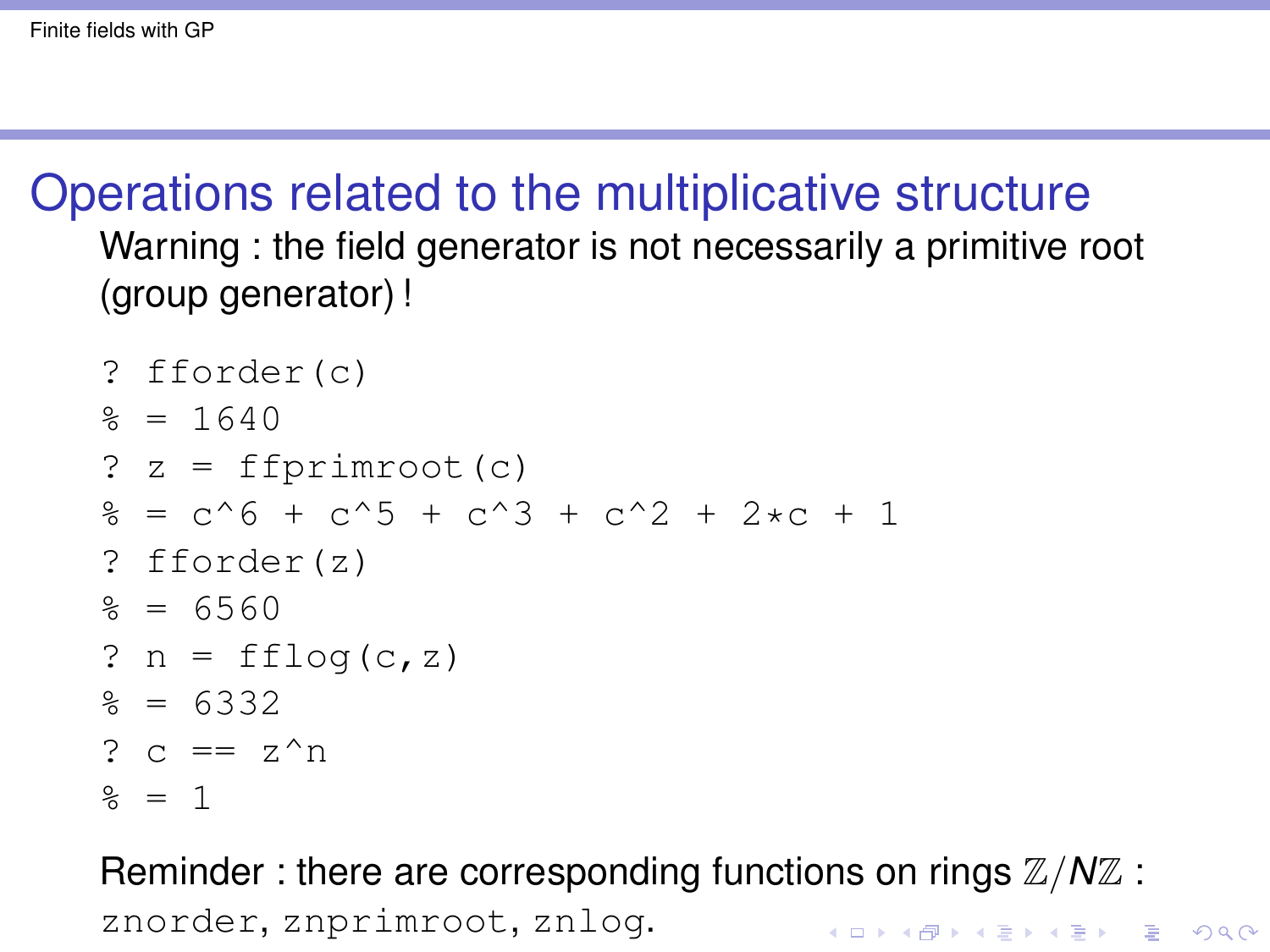## Operations related to the multiplicative structure

Warning : the field generator is not necessarily a primitive root (group generator) !

```
? fforder(c)
% = 1640
? z = ffprimroot(c)
% = c^6 + c^5 + c^3 + c^2 + 2*c + 1
? fforder(z)
% = 6560
? n = fflog(c,z)
% = 6332
? c == z^n
% = 1
```

Reminder : there are corresponding functions on rings $\mathbb{Z}/N\mathbb{Z}$ : `znorder`, `znprimroot`, `znlog`.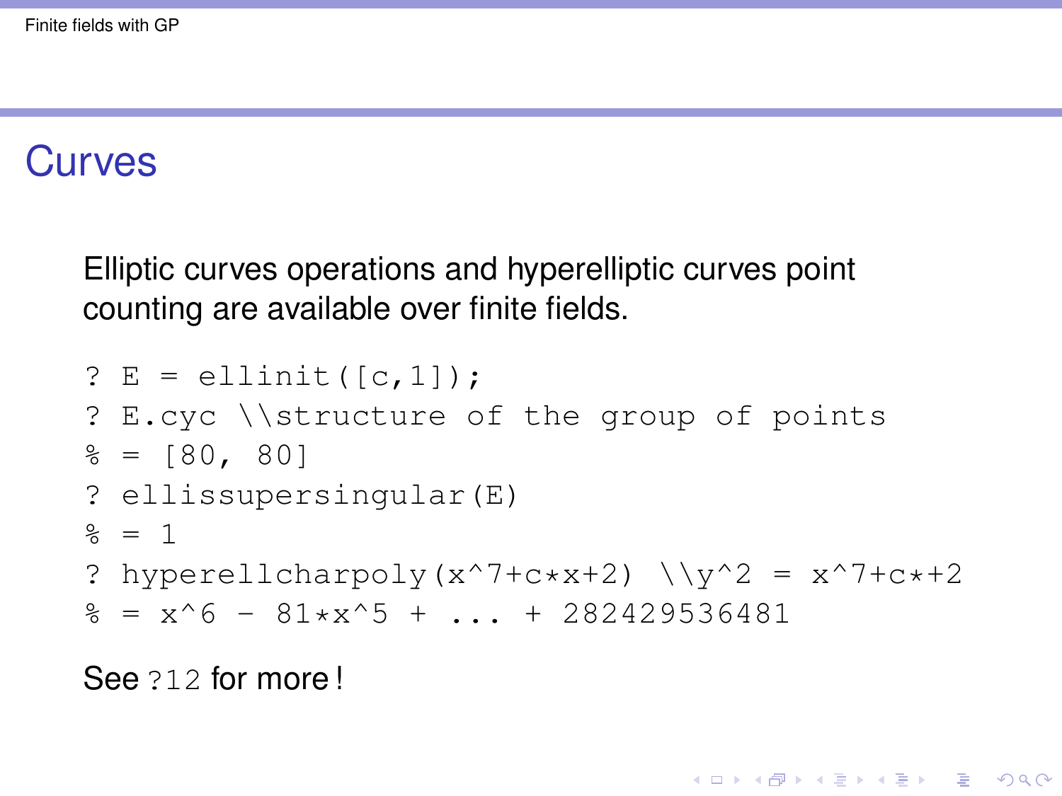# Curves

Elliptic curves operations and hyperelliptic curves point counting are available over finite fields.

```
? E = ellinit([c,1]);
? E.cyc \\structure of the group of points
% = [80, 80]
? ellissupersingular(E)
% = 1
? hyperellcharpoly(x^7+c*x+2) \\y^2 = x^7+c*+2
% = x^6 - 81*x^5 + ... + 282429536481
```

See `?12` for more !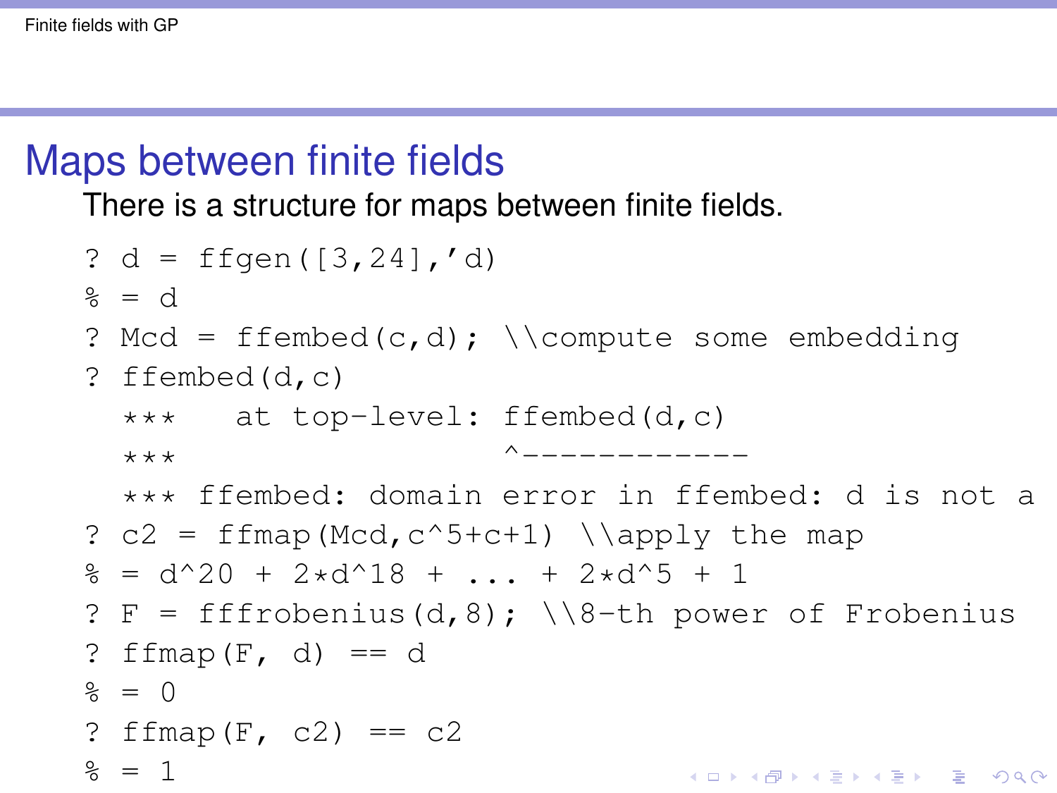# Maps between finite fields

There is a structure for maps between finite fields.

```
? d = ffgen([3,24],'d)
% = d
? Mcd = ffembed(c,d); \\compute some embedding
? ffembed(d,c)
  ***   at top-level: ffembed(d,c)
  ***                 ^------------
  *** ffembed: domain error in ffembed: d is not a
? c2 = ffmap(Mcd,c^5+c+1) \\apply the map
% = d^20 + 2*d^18 + ... + 2*d^5 + 1
? F = fffrobenius(d,8); \\8-th power of Frobenius
? ffmap(F, d) == d
% = 0
? ffmap(F, c2) == c2
% = 1
```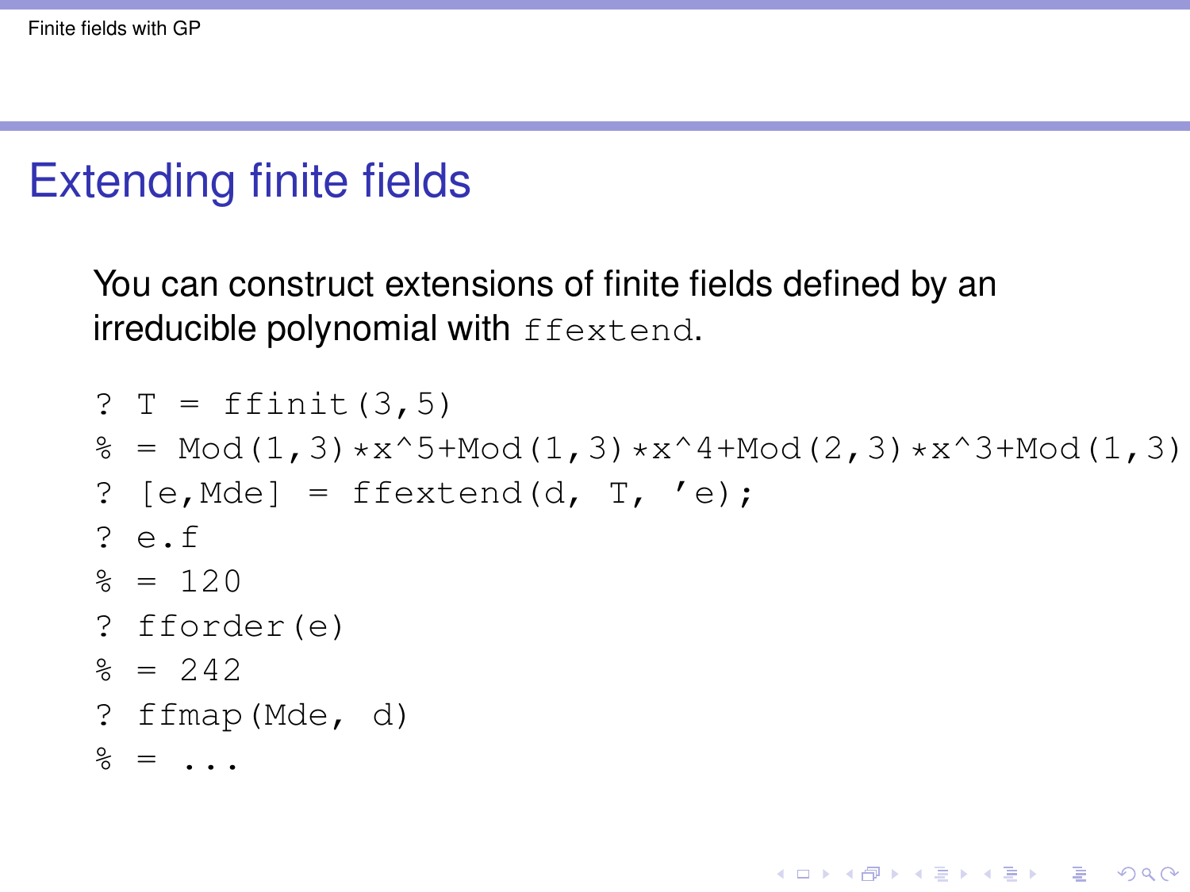# Extending finite fields

You can construct extensions of finite fields defined by an irreducible polynomial with `ffextend`.

```
? T = ffinit(3,5)
% = Mod(1,3)*x^5+Mod(1,3)*x^4+Mod(2,3)*x^3+Mod(1,3)
? [e,Mde] = ffextend(d, T, 'e);
? e.f
% = 120
? fforder(e)
% = 242
? ffmap(Mde, d)
% = ...
```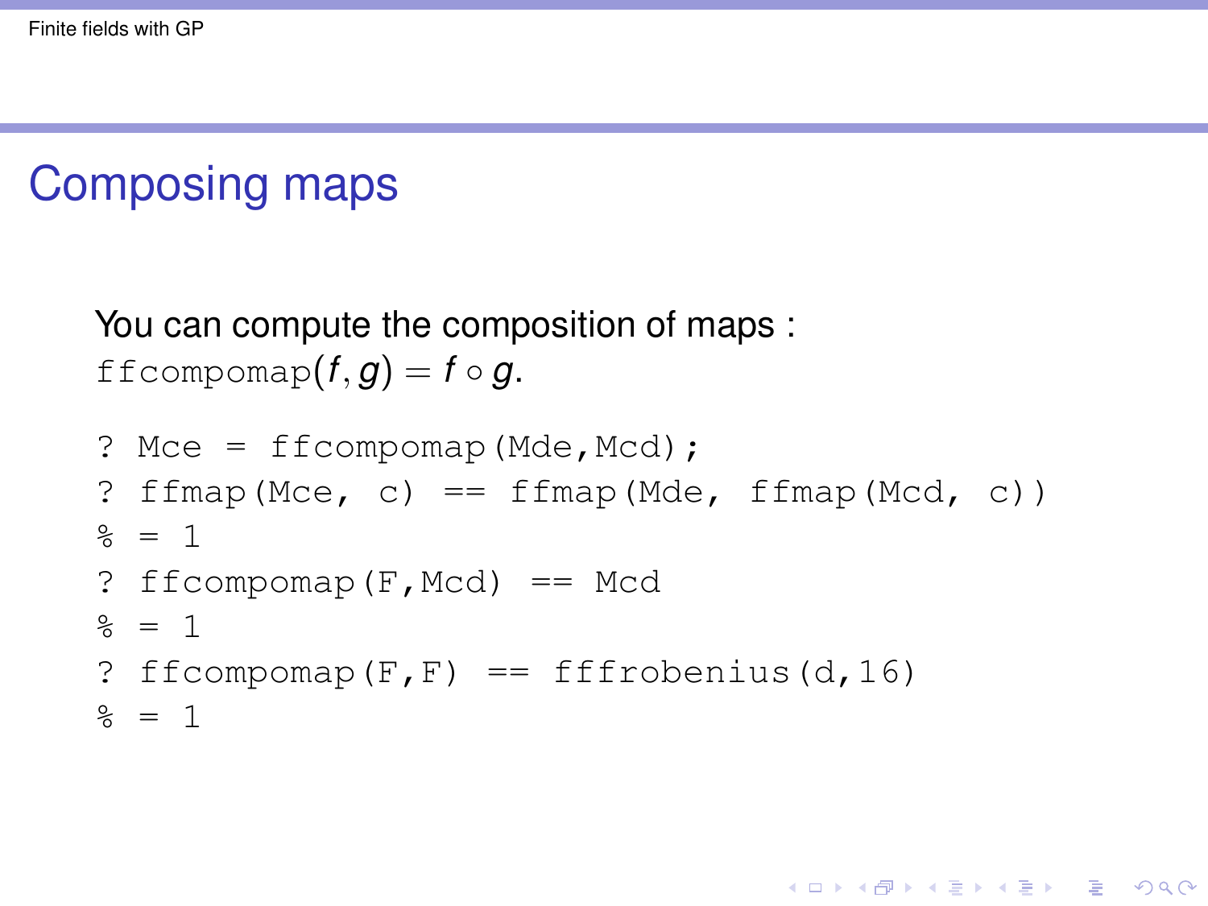# Composing maps

You can compute the composition of maps :
`ffcompomap`$(f, g) = f \circ g$.

```
? Mce = ffcompomap(Mde,Mcd);
? ffmap(Mce, c) == ffmap(Mde, ffmap(Mcd, c))
% = 1
? ffcompomap(F,Mcd) == Mcd
% = 1
? ffcompomap(F,F) == fffrobenius(d,16)
% = 1
```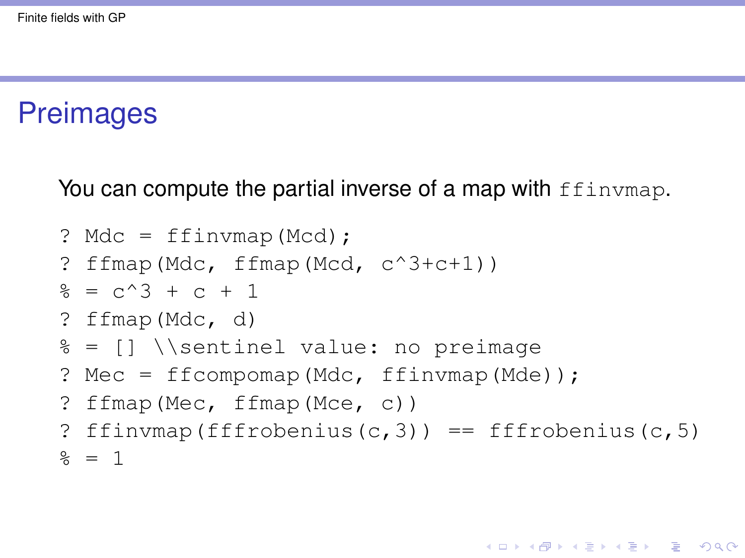# Preimages

You can compute the partial inverse of a map with `ffinvmap`.

```
? Mdc = ffinvmap(Mcd);
? ffmap(Mdc, ffmap(Mcd, c^3+c+1))
% = c^3 + c + 1
? ffmap(Mdc, d)
% = [] \\sentinel value: no preimage
? Mec = ffcompomap(Mdc, ffinvmap(Mde));
? ffmap(Mec, ffmap(Mce, c))
? ffinvmap(fffrobenius(c,3)) == fffrobenius(c,5)
% = 1
```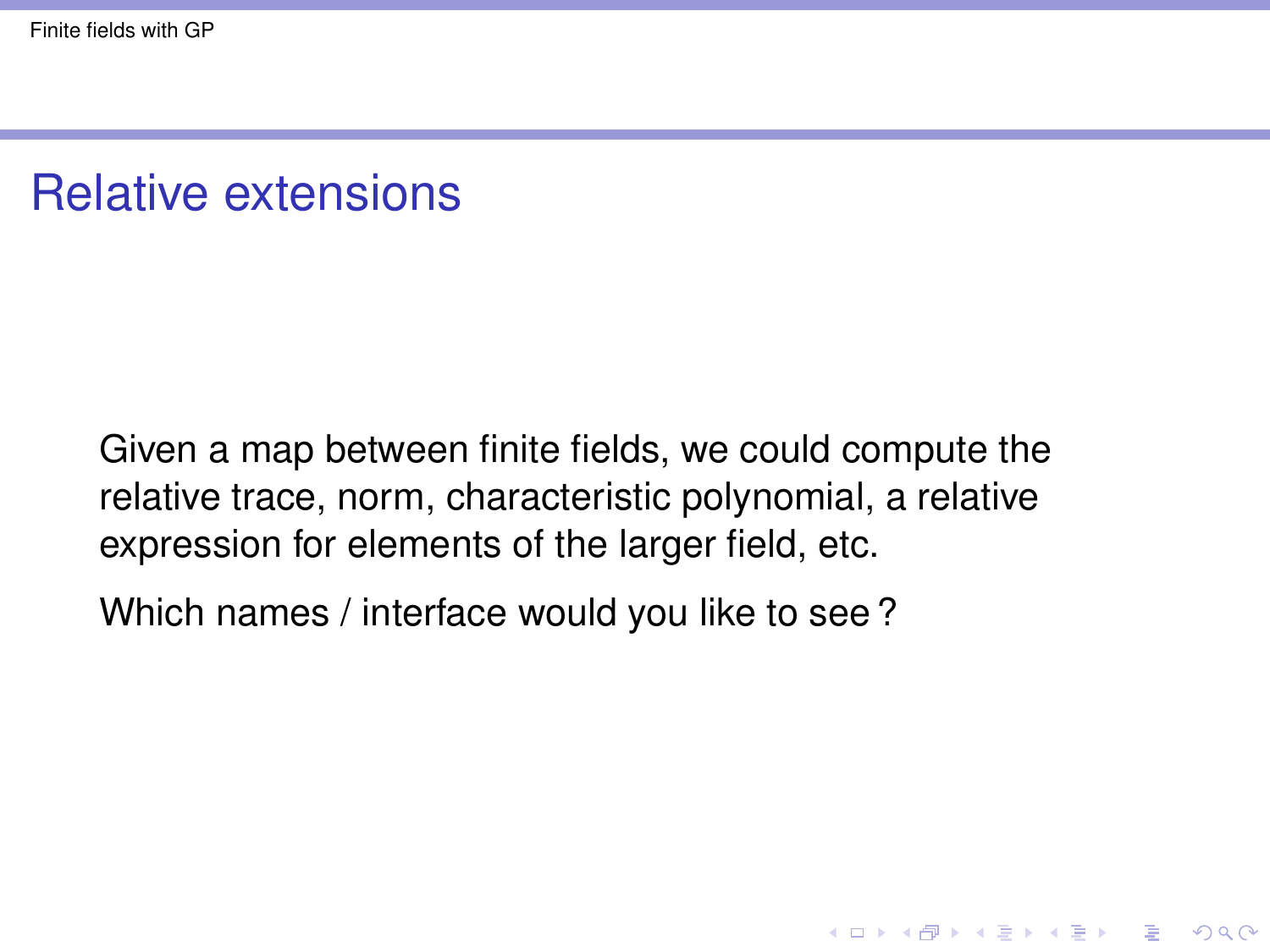# Relative extensions

Given a map between finite fields, we could compute the relative trace, norm, characteristic polynomial, a relative expression for elements of the larger field, etc.

Which names / interface would you like to see ?